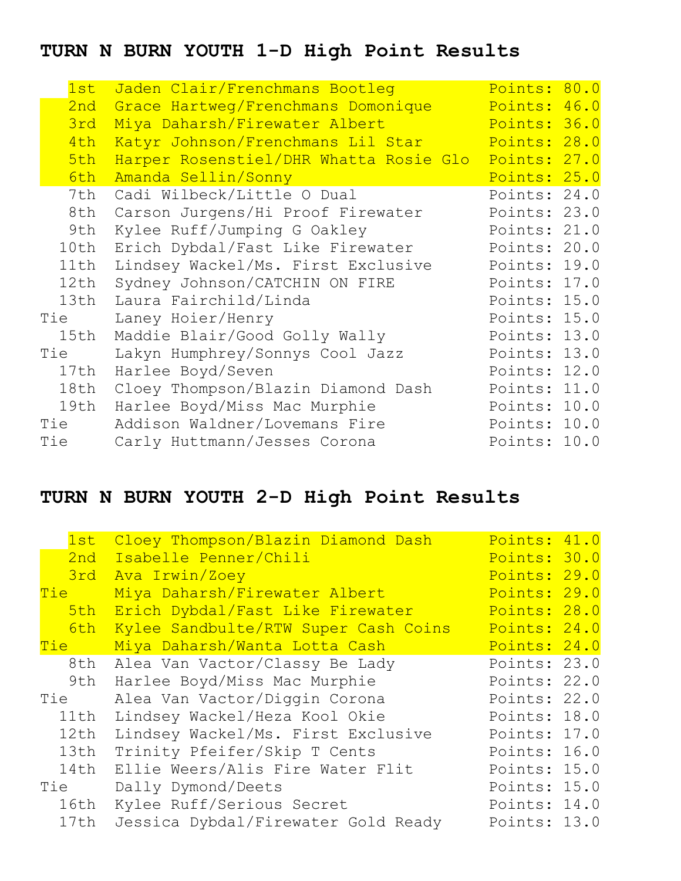## TURN N BURN YOUTH 1-D High Point Results

| Place | Rider/Horse | Points |
|---|---|---|
| 1st | Jaden Clair/Frenchmans Bootleg | Points: 80.0 |
| 2nd | Grace Hartweg/Frenchmans Domonique | Points: 46.0 |
| 3rd | Miya Daharsh/Firewater Albert | Points: 36.0 |
| 4th | Katyr Johnson/Frenchmans Lil Star | Points: 28.0 |
| 5th | Harper Rosenstiel/DHR Whatta Rosie Glo | Points: 27.0 |
| 6th | Amanda Sellin/Sonny | Points: 25.0 |
| 7th | Cadi Wilbeck/Little O Dual | Points: 24.0 |
| 8th | Carson Jurgens/Hi Proof Firewater | Points: 23.0 |
| 9th | Kylee Ruff/Jumping G Oakley | Points: 21.0 |
| 10th | Erich Dybdal/Fast Like Firewater | Points: 20.0 |
| 11th | Lindsey Wackel/Ms. First Exclusive | Points: 19.0 |
| 12th | Sydney Johnson/CATCHIN ON FIRE | Points: 17.0 |
| 13th | Laura Fairchild/Linda | Points: 15.0 |
| Tie | Laney Hoier/Henry | Points: 15.0 |
| 15th | Maddie Blair/Good Golly Wally | Points: 13.0 |
| Tie | Lakyn Humphrey/Sonnys Cool Jazz | Points: 13.0 |
| 17th | Harlee Boyd/Seven | Points: 12.0 |
| 18th | Cloey Thompson/Blazin Diamond Dash | Points: 11.0 |
| 19th | Harlee Boyd/Miss Mac Murphie | Points: 10.0 |
| Tie | Addison Waldner/Lovemans Fire | Points: 10.0 |
| Tie | Carly Huttmann/Jesses Corona | Points: 10.0 |

## TURN N BURN YOUTH 2-D High Point Results

| Place | Rider/Horse | Points |
|---|---|---|
| 1st | Cloey Thompson/Blazin Diamond Dash | Points: 41.0 |
| 2nd | Isabelle Penner/Chili | Points: 30.0 |
| 3rd | Ava Irwin/Zoey | Points: 29.0 |
| Tie | Miya Daharsh/Firewater Albert | Points: 29.0 |
| 5th | Erich Dybdal/Fast Like Firewater | Points: 28.0 |
| 6th | Kylee Sandbulte/RTW Super Cash Coins | Points: 24.0 |
| Tie | Miya Daharsh/Wanta Lotta Cash | Points: 24.0 |
| 8th | Alea Van Vactor/Classy Be Lady | Points: 23.0 |
| 9th | Harlee Boyd/Miss Mac Murphie | Points: 22.0 |
| Tie | Alea Van Vactor/Diggin Corona | Points: 22.0 |
| 11th | Lindsey Wackel/Heza Kool Okie | Points: 18.0 |
| 12th | Lindsey Wackel/Ms. First Exclusive | Points: 17.0 |
| 13th | Trinity Pfeifer/Skip T Cents | Points: 16.0 |
| 14th | Ellie Weers/Alis Fire Water Flit | Points: 15.0 |
| Tie | Dally Dymond/Deets | Points: 15.0 |
| 16th | Kylee Ruff/Serious Secret | Points: 14.0 |
| 17th | Jessica Dybdal/Firewater Gold Ready | Points: 13.0 |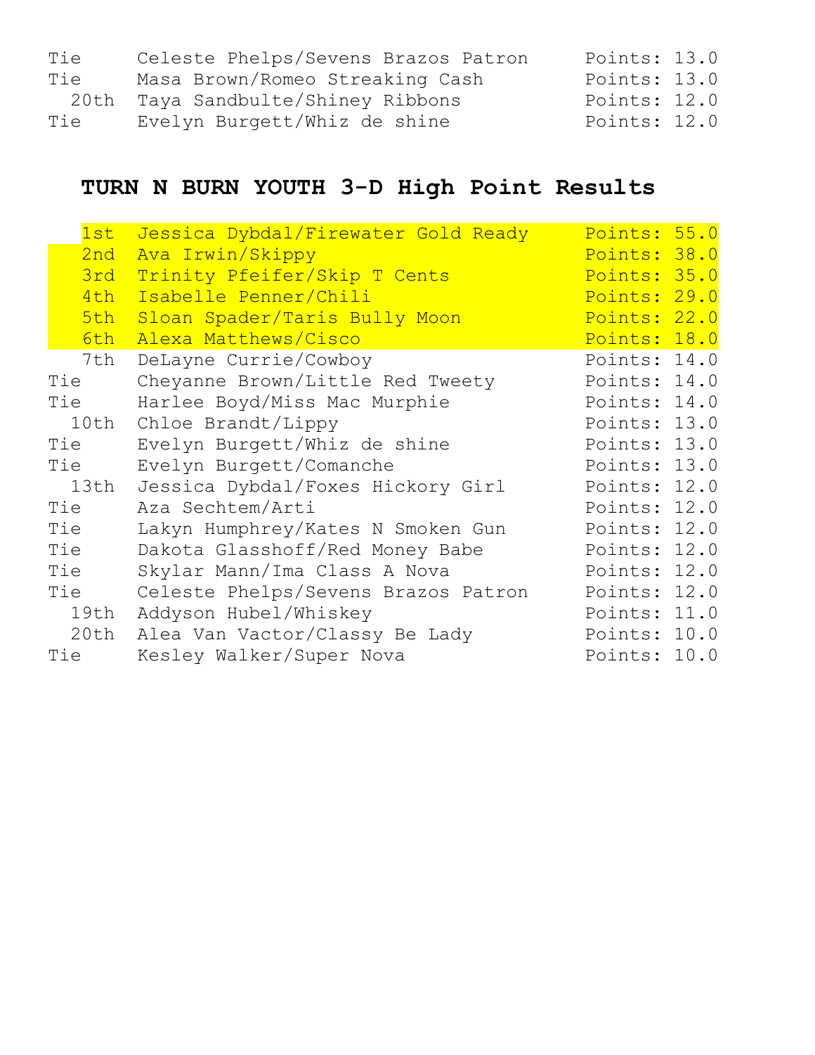| | | |
|---|---|---|
| Tie | Celeste Phelps/Sevens Brazos Patron | Points: 13.0 |
| Tie | Masa Brown/Romeo Streaking Cash | Points: 13.0 |
| 20th | Taya Sandbulte/Shiney Ribbons | Points: 12.0 |
| Tie | Evelyn Burgett/Whiz de shine | Points: 12.0 |

## TURN N BURN YOUTH 3-D High Point Results

| | | |
|---|---|---|
| 1st | Jessica Dybdal/Firewater Gold Ready | Points: 55.0 |
| 2nd | Ava Irwin/Skippy | Points: 38.0 |
| 3rd | Trinity Pfeifer/Skip T Cents | Points: 35.0 |
| 4th | Isabelle Penner/Chili | Points: 29.0 |
| 5th | Sloan Spader/Taris Bully Moon | Points: 22.0 |
| 6th | Alexa Matthews/Cisco | Points: 18.0 |
| 7th | DeLayne Currie/Cowboy | Points: 14.0 |
| Tie | Cheyanne Brown/Little Red Tweety | Points: 14.0 |
| Tie | Harlee Boyd/Miss Mac Murphie | Points: 14.0 |
| 10th | Chloe Brandt/Lippy | Points: 13.0 |
| Tie | Evelyn Burgett/Whiz de shine | Points: 13.0 |
| Tie | Evelyn Burgett/Comanche | Points: 13.0 |
| 13th | Jessica Dybdal/Foxes Hickory Girl | Points: 12.0 |
| Tie | Aza Sechtem/Arti | Points: 12.0 |
| Tie | Lakyn Humphrey/Kates N Smoken Gun | Points: 12.0 |
| Tie | Dakota Glasshoff/Red Money Babe | Points: 12.0 |
| Tie | Skylar Mann/Ima Class A Nova | Points: 12.0 |
| Tie | Celeste Phelps/Sevens Brazos Patron | Points: 12.0 |
| 19th | Addyson Hubel/Whiskey | Points: 11.0 |
| 20th | Alea Van Vactor/Classy Be Lady | Points: 10.0 |
| Tie | Kesley Walker/Super Nova | Points: 10.0 |